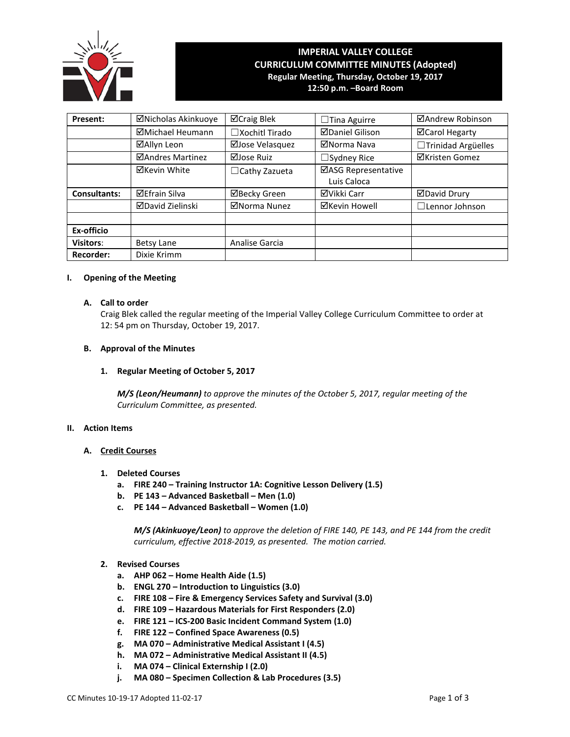# IMPERIAL VALLEY COLLEGE
## CURRICULUM COMMITTEE MINUTES (Adopted)
**Regular Meeting, Thursday, October 19, 2017**
**12:50 p.m. –Board Room**

| **Present:** | ☑Nicholas Akinkuoye | ☑Craig Blek | ☐Tina Aguirre | ☑Andrew Robinson |
|---|---|---|---|---|
| | ☑Michael Heumann | ☐Xochitl Tirado | ☑Daniel Gilison | ☑Carol Hegarty |
| | ☑Allyn Leon | ☑Jose Velasquez | ☑Norma Nava | ☐Trinidad Argüelles |
| | ☑Andres Martinez | ☑Jose Ruiz | ☐Sydney Rice | ☑Kristen Gomez |
| | ☑Kevin White | ☐Cathy Zazueta | ☑ASG Representative Luis Caloca | |
| **Consultants:** | ☑Efrain Silva | ☑Becky Green | ☑Vikki Carr | ☑David Drury |
| | ☑David Zielinski | ☑Norma Nunez | ☑Kevin Howell | ☐Lennor Johnson |
| | | | | |
| **Ex-officio** | | | | |
| **Visitors**: | Betsy Lane | Analise Garcia | | |
| **Recorder:** | Dixie Krimm | | | |

## I. Opening of the Meeting

### A. Call to order

Craig Blek called the regular meeting of the Imperial Valley College Curriculum Committee to order at 12: 54 pm on Thursday, October 19, 2017.

### B. Approval of the Minutes

**1. Regular Meeting of October 5, 2017**

***M/S (Leon/Heumann)*** *to approve the minutes of the October 5, 2017, regular meeting of the Curriculum Committee, as presented.*

## II. Action Items

### A. Credit Courses

**1. Deleted Courses**

- **a. FIRE 240 – Training Instructor 1A: Cognitive Lesson Delivery (1.5)**
- **b. PE 143 – Advanced Basketball – Men (1.0)**
- **c. PE 144 – Advanced Basketball – Women (1.0)**

***M/S (Akinkuoye/Leon)*** *to approve the deletion of FIRE 140, PE 143, and PE 144 from the credit curriculum, effective 2018-2019, as presented. The motion carried.*

**2. Revised Courses**

- **a. AHP 062 – Home Health Aide (1.5)**
- **b. ENGL 270 – Introduction to Linguistics (3.0)**
- **c. FIRE 108 – Fire & Emergency Services Safety and Survival (3.0)**
- **d. FIRE 109 – Hazardous Materials for First Responders (2.0)**
- **e. FIRE 121 – ICS-200 Basic Incident Command System (1.0)**
- **f. FIRE 122 – Confined Space Awareness (0.5)**
- **g. MA 070 – Administrative Medical Assistant I (4.5)**
- **h. MA 072 – Administrative Medical Assistant II (4.5)**
- **i. MA 074 – Clinical Externship I (2.0)**
- **j. MA 080 – Specimen Collection & Lab Procedures (3.5)**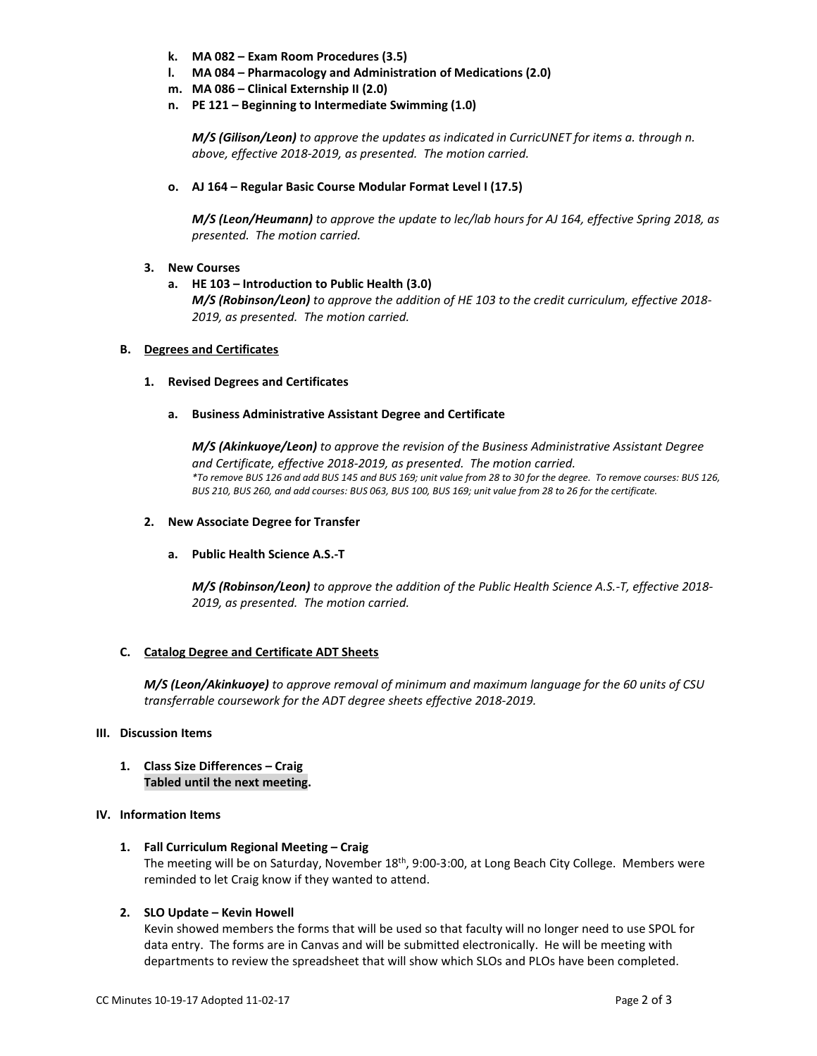k. **MA 082 – Exam Room Procedures (3.5)**
l. **MA 084 – Pharmacology and Administration of Medications (2.0)**
m. **MA 086 – Clinical Externship II (2.0)**
n. **PE 121 – Beginning to Intermediate Swimming (1.0)**

*__M/S (Gilison/Leon)__ to approve the updates as indicated in CurricUNET for items a. through n. above, effective 2018-2019, as presented. The motion carried.*

o. **AJ 164 – Regular Basic Course Modular Format Level I (17.5)**

*__M/S (Leon/Heumann)__ to approve the update to lec/lab hours for AJ 164, effective Spring 2018, as presented. The motion carried.*

3. **New Courses**

a. **HE 103 – Introduction to Public Health (3.0)**
*__M/S (Robinson/Leon)__ to approve the addition of HE 103 to the credit curriculum, effective 2018-2019, as presented. The motion carried.*

**B. <u>Degrees and Certificates</u>**

1. **Revised Degrees and Certificates**

a. **Business Administrative Assistant Degree and Certificate**

*__M/S (Akinkuoye/Leon)__ to approve the revision of the Business Administrative Assistant Degree and Certificate, effective 2018-2019, as presented. The motion carried.*
*\*To remove BUS 126 and add BUS 145 and BUS 169; unit value from 28 to 30 for the degree. To remove courses: BUS 126, BUS 210, BUS 260, and add courses: BUS 063, BUS 100, BUS 169; unit value from 28 to 26 for the certificate.*

2. **New Associate Degree for Transfer**

a. **Public Health Science A.S.-T**

*__M/S (Robinson/Leon)__ to approve the addition of the Public Health Science A.S.-T, effective 2018-2019, as presented. The motion carried.*

**C. <u>Catalog Degree and Certificate ADT Sheets</u>**

*__M/S (Leon/Akinkuoye)__ to approve removal of minimum and maximum language for the 60 units of CSU transferrable coursework for the ADT degree sheets effective 2018-2019.*

**III. Discussion Items**

1. **Class Size Differences – Craig**
**Tabled until the next meeting.**

**IV. Information Items**

1. **Fall Curriculum Regional Meeting – Craig**
The meeting will be on Saturday, November 18th, 9:00-3:00, at Long Beach City College. Members were reminded to let Craig know if they wanted to attend.

2. **SLO Update – Kevin Howell**
Kevin showed members the forms that will be used so that faculty will no longer need to use SPOL for data entry. The forms are in Canvas and will be submitted electronically. He will be meeting with departments to review the spreadsheet that will show which SLOs and PLOs have been completed.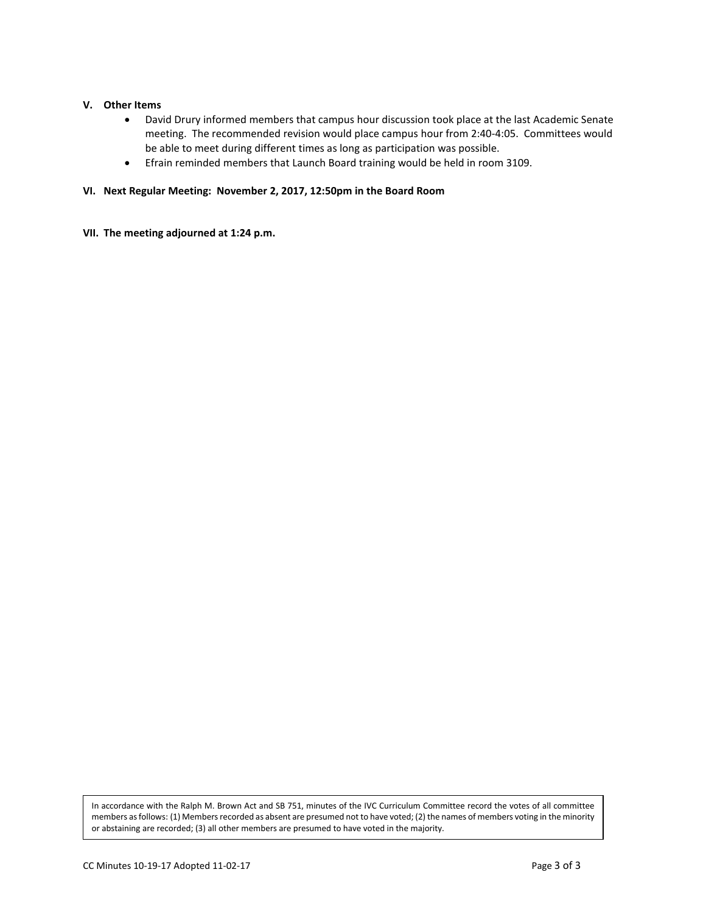**V. Other Items**

- David Drury informed members that campus hour discussion took place at the last Academic Senate meeting. The recommended revision would place campus hour from 2:40-4:05. Committees would be able to meet during different times as long as participation was possible.
- Efrain reminded members that Launch Board training would be held in room 3109.

**VI. Next Regular Meeting: November 2, 2017, 12:50pm in the Board Room**

**VII. The meeting adjourned at 1:24 p.m.**

In accordance with the Ralph M. Brown Act and SB 751, minutes of the IVC Curriculum Committee record the votes of all committee members as follows: (1) Members recorded as absent are presumed not to have voted; (2) the names of members voting in the minority or abstaining are recorded; (3) all other members are presumed to have voted in the majority.

CC Minutes 10-19-17 Adopted 11-02-17